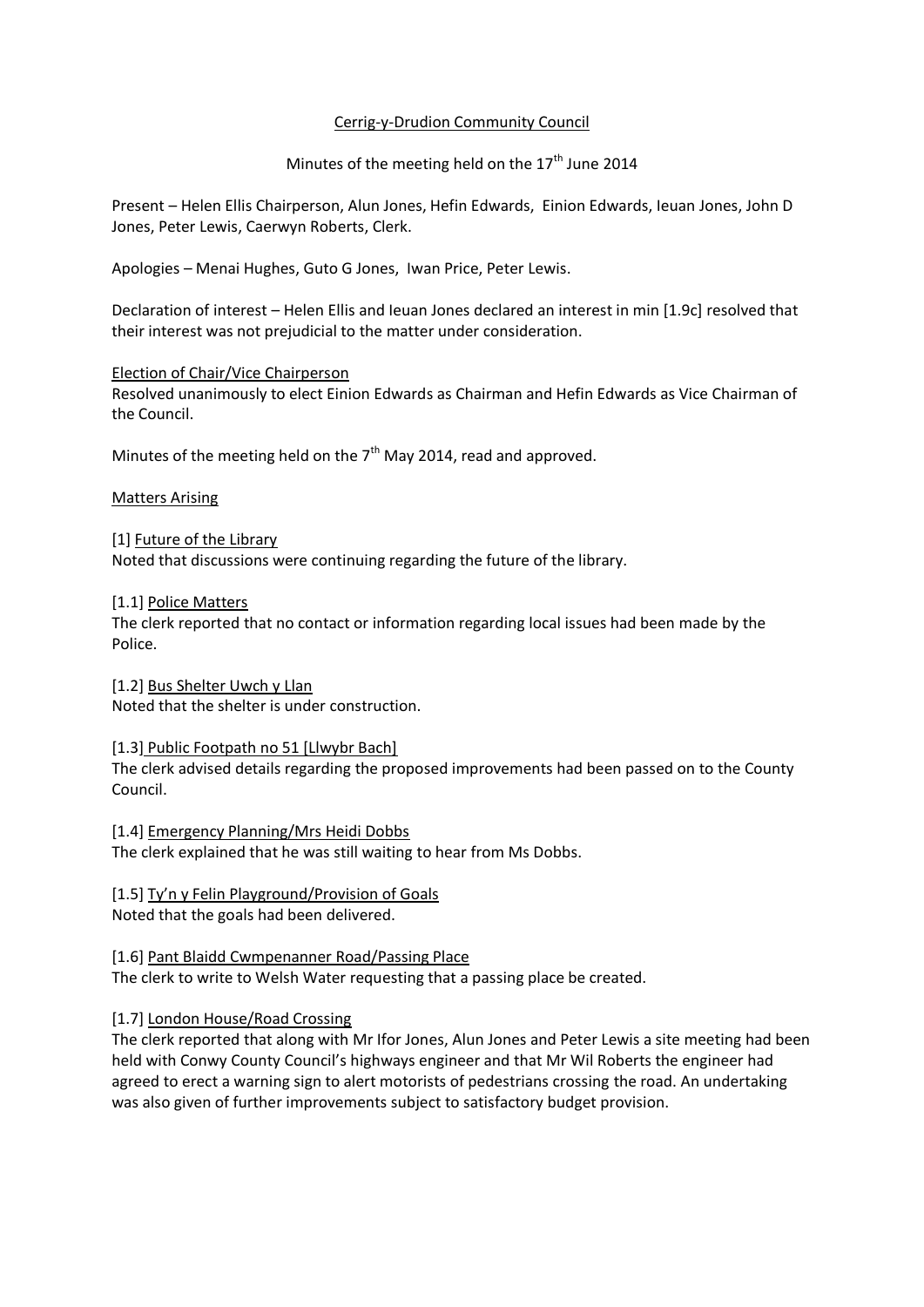Cerrig-y-Drudion Community Council

Minutes of the meeting held on the 17th June 2014

Present – Helen Ellis Chairperson, Alun Jones, Hefin Edwards, Einion Edwards, Ieuan Jones, John D Jones, Peter Lewis, Caerwyn Roberts, Clerk.

Apologies – Menai Hughes, Guto G Jones, Iwan Price, Peter Lewis.

Declaration of interest – Helen Ellis and Ieuan Jones declared an interest in min [1.9c] resolved that their interest was not prejudicial to the matter under consideration.

Election of Chair/Vice Chairperson

Resolved unanimously to elect Einion Edwards as Chairman and Hefin Edwards as Vice Chairman of the Council.

Minutes of the meeting held on the 7th May 2014, read and approved.

Matters Arising

[1] Future of the Library

Noted that discussions were continuing regarding the future of the library.

[1.1] Police Matters

The clerk reported that no contact or information regarding local issues had been made by the Police.

[1.2] Bus Shelter Uwch y Llan

Noted that the shelter is under construction.

[1.3] Public Footpath no 51 [Llwybr Bach]

The clerk advised details regarding the proposed improvements had been passed on to the County Council.

[1.4] Emergency Planning/Mrs Heidi Dobbs

The clerk explained that he was still waiting to hear from Ms Dobbs.

[1.5] Ty'n y Felin Playground/Provision of Goals

Noted that the goals had been delivered.

[1.6] Pant Blaidd Cwmpenanner Road/Passing Place

The clerk to write to Welsh Water requesting that a passing place be created.

[1.7] London House/Road Crossing

The clerk reported that along with Mr Ifor Jones, Alun Jones and Peter Lewis a site meeting had been held with Conwy County Council's highways engineer and that Mr Wil Roberts the engineer had agreed to erect a warning sign to alert motorists of pedestrians crossing the road. An undertaking was also given of further improvements subject to satisfactory budget provision.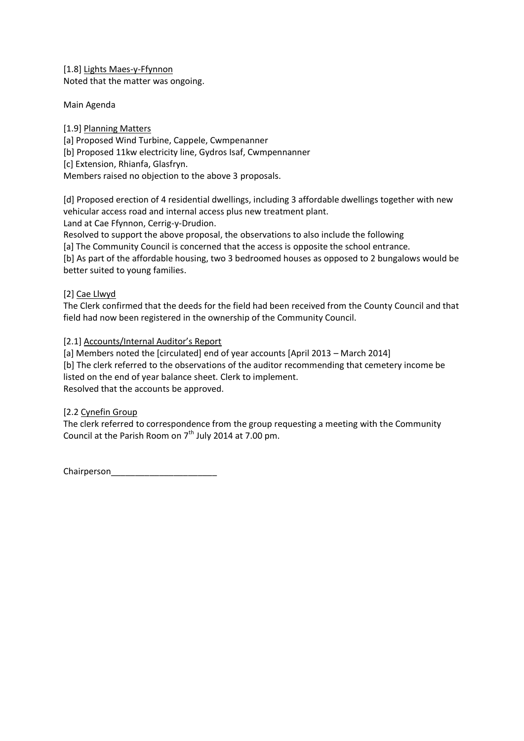[1.8] Lights Maes-y-Ffynnon
Noted that the matter was ongoing.

Main Agenda

[1.9] Planning Matters
[a] Proposed Wind Turbine, Cappele, Cwmpenanner
[b] Proposed 11kw electricity line, Gydros Isaf, Cwmpennanner
[c] Extension, Rhianfa, Glasfryn.
Members raised no objection to the above 3 proposals.

[d] Proposed erection of 4 residential dwellings, including 3 affordable dwellings together with new vehicular access road and internal access plus new treatment plant.
Land at Cae Ffynnon, Cerrig-y-Drudion.
Resolved to support the above proposal, the observations to also include the following
[a] The Community Council is concerned that the access is opposite the school entrance.
[b] As part of the affordable housing, two 3 bedroomed houses as opposed to 2 bungalows would be better suited to young families.

[2] Cae Llwyd
The Clerk confirmed that the deeds for the field had been received from the County Council and that field had now been registered in the ownership of the Community Council.

[2.1] Accounts/Internal Auditor's Report
[a] Members noted the [circulated] end of year accounts [April 2013 – March 2014]
[b] The clerk referred to the observations of the auditor recommending that cemetery income be listed on the end of year balance sheet. Clerk to implement.
Resolved that the accounts be approved.

[2.2 Cynefin Group
The clerk referred to correspondence from the group requesting a meeting with the Community Council at the Parish Room on 7th July 2014 at 7.00 pm.

Chairperson______________________